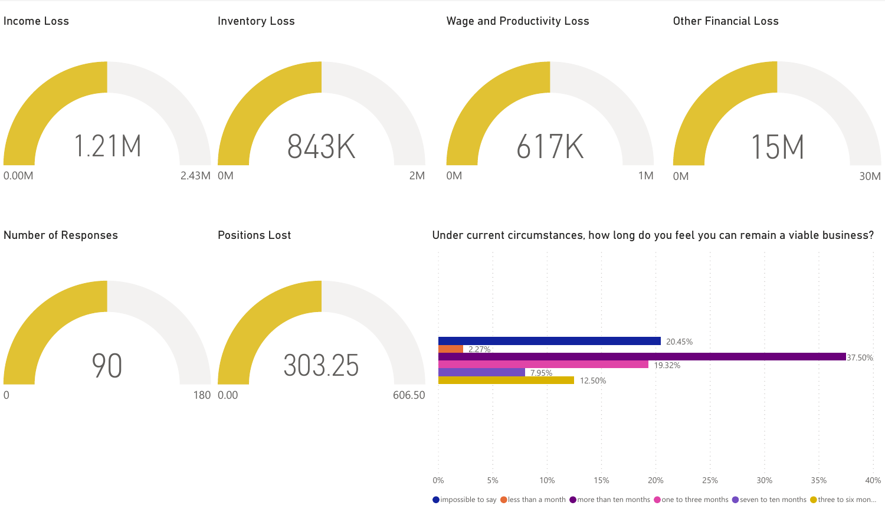## Income Loss

1.21M

0.00M — 2.43M

## Inventory Loss

843K

0M — 2M

## Wage and Productivity Loss

617K

0M — 1M

## Other Financial Loss

15M

0M — 30M

## Number of Responses

90

0 — 180

## Positions Lost

303.25

0.00 — 606.50

## Under current circumstances, how long do you feel you can remain a viable business?

| Response | Percentage |
| --- | --- |
| impossible to say | 20.45% |
| less than a month | 2.27% |
| more than ten months | 37.50% |
| one to three months | 19.32% |
| seven to ten months | 7.95% |
| three to six mon... | 12.50% |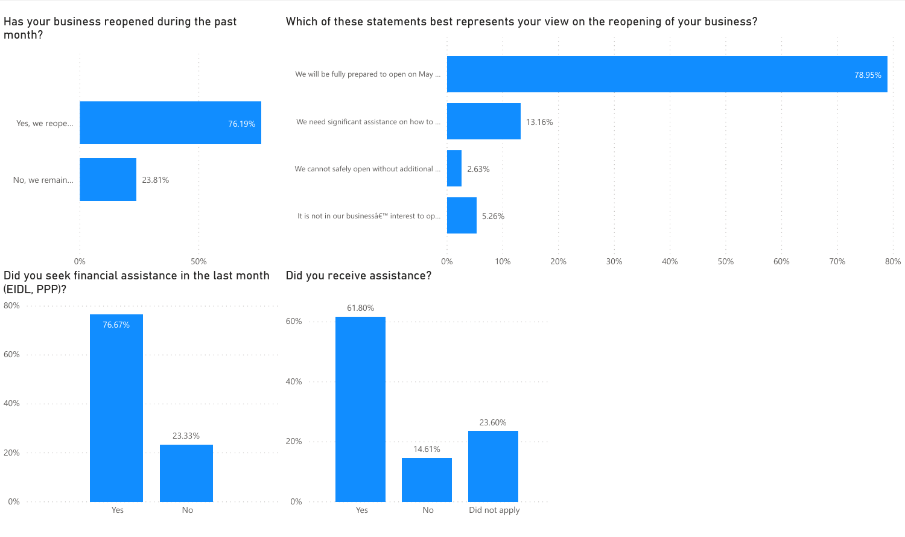## Has your business reopened during the past month?

Yes, we reope...

76.19%

No, we remain...

23.81%

0%

50%

## Which of these statements best represents your view on the reopening of your business?

We will be fully prepared to open on May ...

78.95%

We need significant assistance on how to ...

13.16%

We cannot safely open without additional ...

2.63%

It is not in our businessâ€™ interest to op...

5.26%

0%

10%

20%

30%

40%

50%

60%

70%

80%

## Did you seek financial assistance in the last month (EIDL, PPP)?

80%

60%

40%

20%

0%

76.67%

23.33%

Yes

No

## Did you receive assistance?

60%

40%

20%

0%

61.80%

14.61%

23.60%

Yes

No

Did not apply